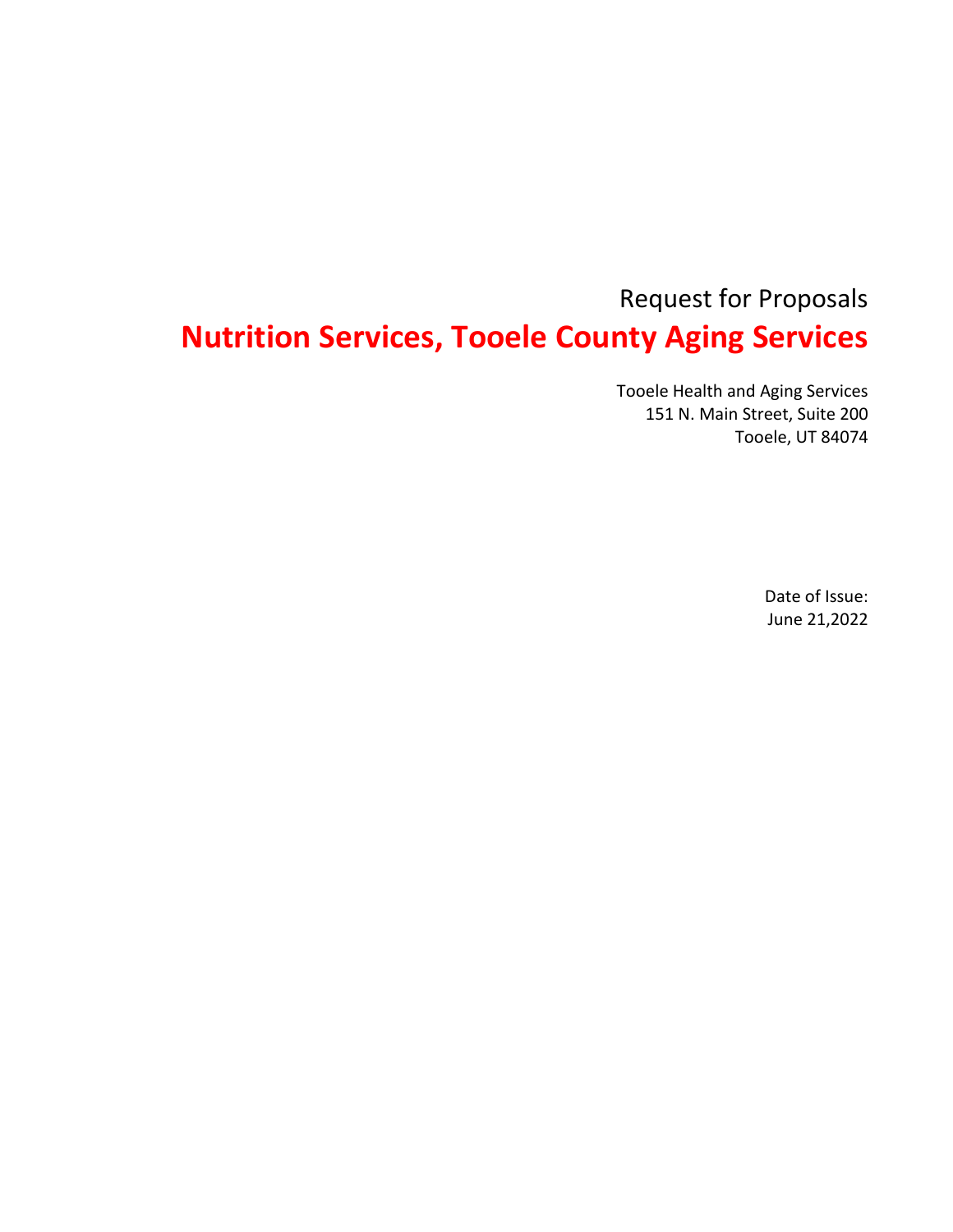Request for Proposals

# Nutrition Services, Tooele County Aging Services

Tooele Health and Aging Services
151 N. Main Street, Suite 200
Tooele, UT 84074

Date of Issue:
June 21,2022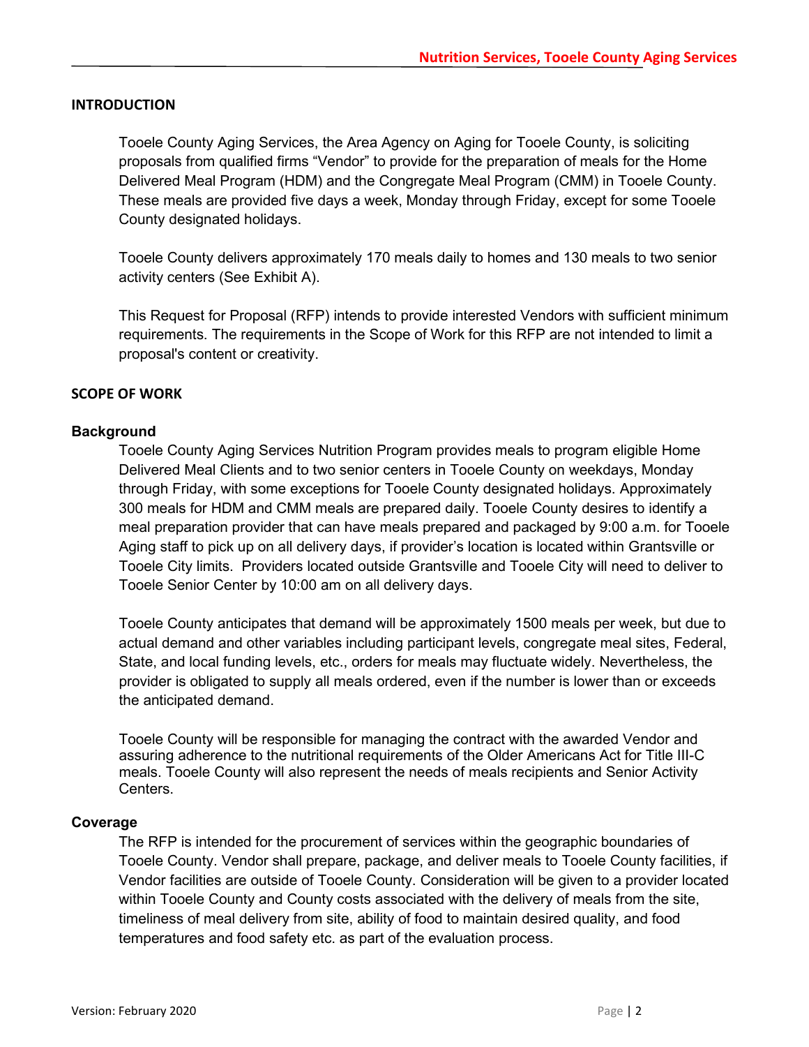## INTRODUCTION

Tooele County Aging Services, the Area Agency on Aging for Tooele County, is soliciting proposals from qualified firms "Vendor" to provide for the preparation of meals for the Home Delivered Meal Program (HDM) and the Congregate Meal Program (CMM) in Tooele County. These meals are provided five days a week, Monday through Friday, except for some Tooele County designated holidays.

Tooele County delivers approximately 170 meals daily to homes and 130 meals to two senior activity centers (See Exhibit A).

This Request for Proposal (RFP) intends to provide interested Vendors with sufficient minimum requirements. The requirements in the Scope of Work for this RFP are not intended to limit a proposal's content or creativity.

## SCOPE OF WORK

### Background

Tooele County Aging Services Nutrition Program provides meals to program eligible Home Delivered Meal Clients and to two senior centers in Tooele County on weekdays, Monday through Friday, with some exceptions for Tooele County designated holidays. Approximately 300 meals for HDM and CMM meals are prepared daily. Tooele County desires to identify a meal preparation provider that can have meals prepared and packaged by 9:00 a.m. for Tooele Aging staff to pick up on all delivery days, if provider's location is located within Grantsville or Tooele City limits. Providers located outside Grantsville and Tooele City will need to deliver to Tooele Senior Center by 10:00 am on all delivery days.

Tooele County anticipates that demand will be approximately 1500 meals per week, but due to actual demand and other variables including participant levels, congregate meal sites, Federal, State, and local funding levels, etc., orders for meals may fluctuate widely. Nevertheless, the provider is obligated to supply all meals ordered, even if the number is lower than or exceeds the anticipated demand.

Tooele County will be responsible for managing the contract with the awarded Vendor and assuring adherence to the nutritional requirements of the Older Americans Act for Title III-C meals. Tooele County will also represent the needs of meals recipients and Senior Activity Centers.

### Coverage

The RFP is intended for the procurement of services within the geographic boundaries of Tooele County. Vendor shall prepare, package, and deliver meals to Tooele County facilities, if Vendor facilities are outside of Tooele County. Consideration will be given to a provider located within Tooele County and County costs associated with the delivery of meals from the site, timeliness of meal delivery from site, ability of food to maintain desired quality, and food temperatures and food safety etc. as part of the evaluation process.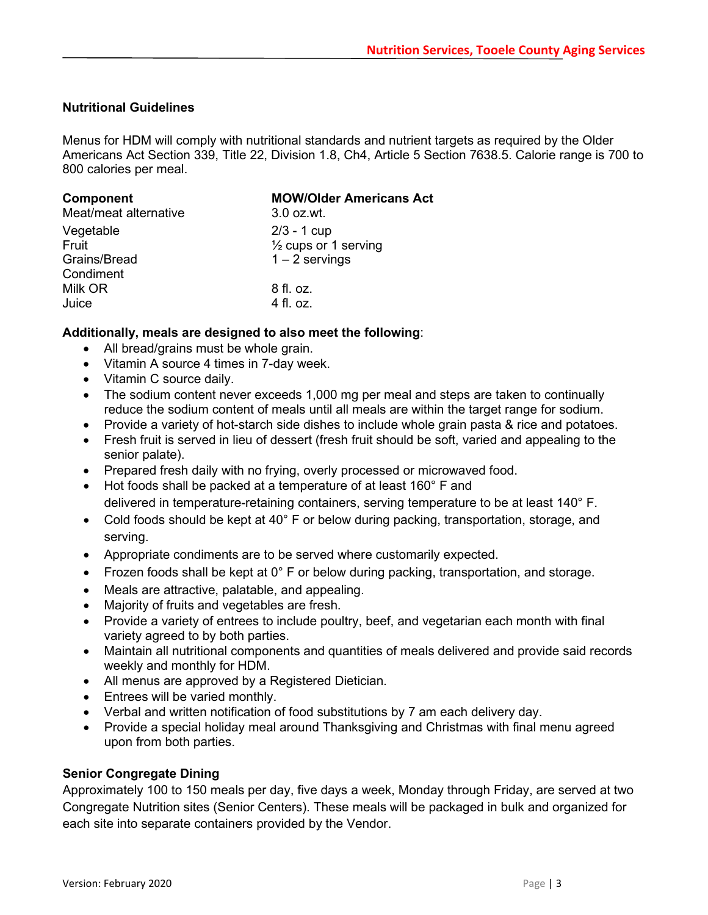### Nutritional Guidelines

Menus for HDM will comply with nutritional standards and nutrient targets as required by the Older Americans Act Section 339, Title 22, Division 1.8, Ch4, Article 5 Section 7638.5. Calorie range is 700 to 800 calories per meal.

| Component | MOW/Older Americans Act |
|---|---|
| Meat/meat alternative | 3.0 oz.wt. |
| Vegetable | 2/3 - 1 cup |
| Fruit | ½ cups or 1 serving |
| Grains/Bread | 1 – 2 servings |
| Condiment | |
| Milk OR | 8 fl. oz. |
| Juice | 4 fl. oz. |

**Additionally, meals are designed to also meet the following**:

- All bread/grains must be whole grain.
- Vitamin A source 4 times in 7-day week.
- Vitamin C source daily.
- The sodium content never exceeds 1,000 mg per meal and steps are taken to continually reduce the sodium content of meals until all meals are within the target range for sodium.
- Provide a variety of hot-starch side dishes to include whole grain pasta & rice and potatoes.
- Fresh fruit is served in lieu of dessert (fresh fruit should be soft, varied and appealing to the senior palate).
- Prepared fresh daily with no frying, overly processed or microwaved food.
- Hot foods shall be packed at a temperature of at least 160° F and delivered in temperature-retaining containers, serving temperature to be at least 140° F.
- Cold foods should be kept at 40° F or below during packing, transportation, storage, and serving.
- Appropriate condiments are to be served where customarily expected.
- Frozen foods shall be kept at 0° F or below during packing, transportation, and storage.
- Meals are attractive, palatable, and appealing.
- Majority of fruits and vegetables are fresh.
- Provide a variety of entrees to include poultry, beef, and vegetarian each month with final variety agreed to by both parties.
- Maintain all nutritional components and quantities of meals delivered and provide said records weekly and monthly for HDM.
- All menus are approved by a Registered Dietician.
- Entrees will be varied monthly.
- Verbal and written notification of food substitutions by 7 am each delivery day.
- Provide a special holiday meal around Thanksgiving and Christmas with final menu agreed upon from both parties.

### Senior Congregate Dining

Approximately 100 to 150 meals per day, five days a week, Monday through Friday, are served at two Congregate Nutrition sites (Senior Centers). These meals will be packaged in bulk and organized for each site into separate containers provided by the Vendor.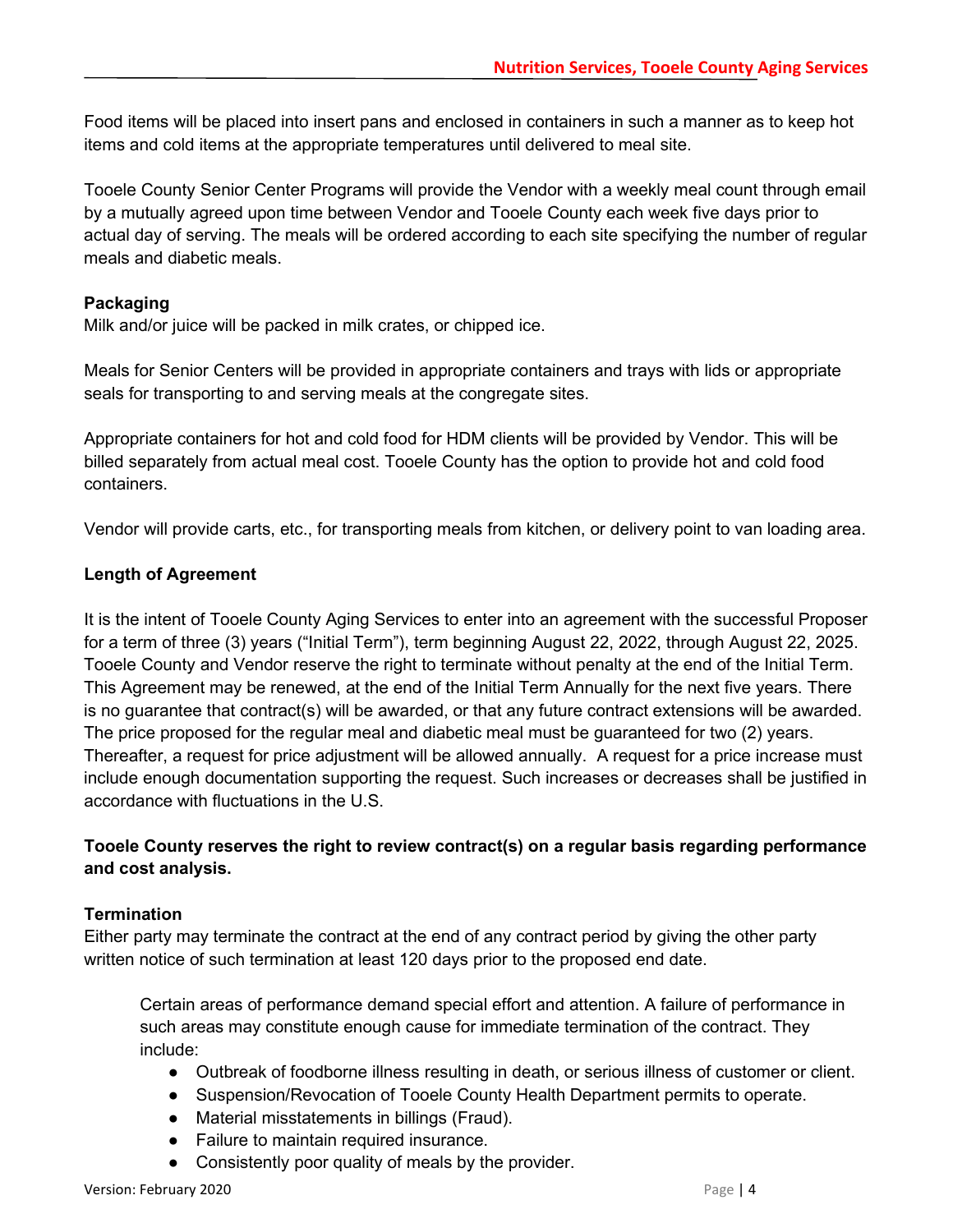Food items will be placed into insert pans and enclosed in containers in such a manner as to keep hot items and cold items at the appropriate temperatures until delivered to meal site.

Tooele County Senior Center Programs will provide the Vendor with a weekly meal count through email by a mutually agreed upon time between Vendor and Tooele County each week five days prior to actual day of serving. The meals will be ordered according to each site specifying the number of regular meals and diabetic meals.

**Packaging**

Milk and/or juice will be packed in milk crates, or chipped ice.

Meals for Senior Centers will be provided in appropriate containers and trays with lids or appropriate seals for transporting to and serving meals at the congregate sites.

Appropriate containers for hot and cold food for HDM clients will be provided by Vendor. This will be billed separately from actual meal cost. Tooele County has the option to provide hot and cold food containers.

Vendor will provide carts, etc., for transporting meals from kitchen, or delivery point to van loading area.

**Length of Agreement**

It is the intent of Tooele County Aging Services to enter into an agreement with the successful Proposer for a term of three (3) years ("Initial Term"), term beginning August 22, 2022, through August 22, 2025. Tooele County and Vendor reserve the right to terminate without penalty at the end of the Initial Term. This Agreement may be renewed, at the end of the Initial Term Annually for the next five years. There is no guarantee that contract(s) will be awarded, or that any future contract extensions will be awarded. The price proposed for the regular meal and diabetic meal must be guaranteed for two (2) years. Thereafter, a request for price adjustment will be allowed annually. A request for a price increase must include enough documentation supporting the request. Such increases or decreases shall be justified in accordance with fluctuations in the U.S.

**Tooele County reserves the right to review contract(s) on a regular basis regarding performance and cost analysis.**

**Termination**

Either party may terminate the contract at the end of any contract period by giving the other party written notice of such termination at least 120 days prior to the proposed end date.

Certain areas of performance demand special effort and attention. A failure of performance in such areas may constitute enough cause for immediate termination of the contract. They include:

- Outbreak of foodborne illness resulting in death, or serious illness of customer or client.
- Suspension/Revocation of Tooele County Health Department permits to operate.
- Material misstatements in billings (Fraud).
- Failure to maintain required insurance.
- Consistently poor quality of meals by the provider.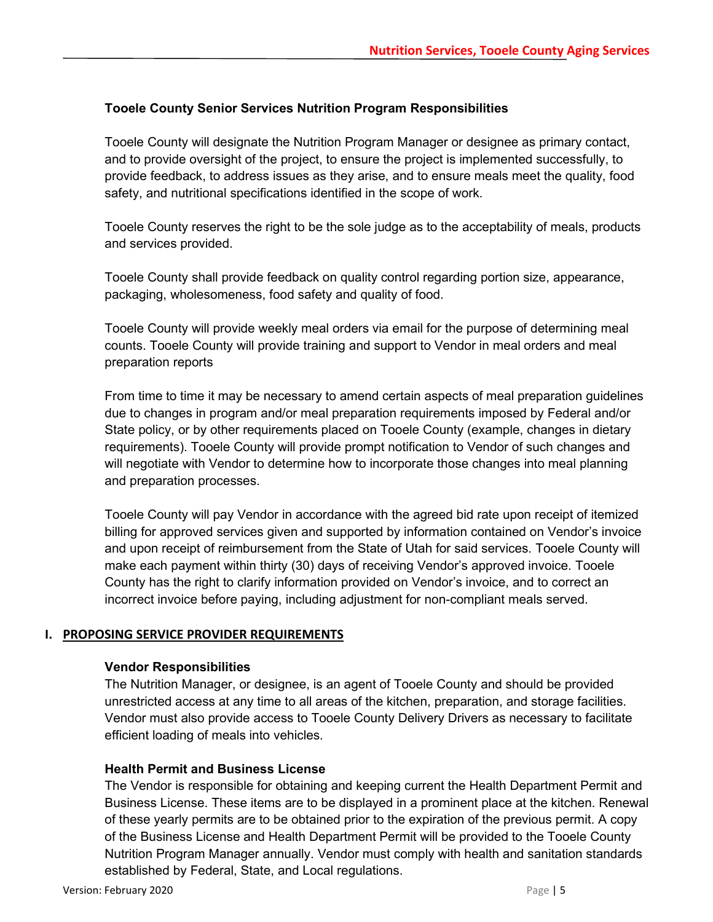**Tooele County Senior Services Nutrition Program Responsibilities**

Tooele County will designate the Nutrition Program Manager or designee as primary contact, and to provide oversight of the project, to ensure the project is implemented successfully, to provide feedback, to address issues as they arise, and to ensure meals meet the quality, food safety, and nutritional specifications identified in the scope of work.

Tooele County reserves the right to be the sole judge as to the acceptability of meals, products and services provided.

Tooele County shall provide feedback on quality control regarding portion size, appearance, packaging, wholesomeness, food safety and quality of food.

Tooele County will provide weekly meal orders via email for the purpose of determining meal counts. Tooele County will provide training and support to Vendor in meal orders and meal preparation reports

From time to time it may be necessary to amend certain aspects of meal preparation guidelines due to changes in program and/or meal preparation requirements imposed by Federal and/or State policy, or by other requirements placed on Tooele County (example, changes in dietary requirements). Tooele County will provide prompt notification to Vendor of such changes and will negotiate with Vendor to determine how to incorporate those changes into meal planning and preparation processes.

Tooele County will pay Vendor in accordance with the agreed bid rate upon receipt of itemized billing for approved services given and supported by information contained on Vendor's invoice and upon receipt of reimbursement from the State of Utah for said services. Tooele County will make each payment within thirty (30) days of receiving Vendor's approved invoice. Tooele County has the right to clarify information provided on Vendor's invoice, and to correct an incorrect invoice before paying, including adjustment for non-compliant meals served.

## I. PROPOSING SERVICE PROVIDER REQUIREMENTS

**Vendor Responsibilities**

The Nutrition Manager, or designee, is an agent of Tooele County and should be provided unrestricted access at any time to all areas of the kitchen, preparation, and storage facilities. Vendor must also provide access to Tooele County Delivery Drivers as necessary to facilitate efficient loading of meals into vehicles.

**Health Permit and Business License**

The Vendor is responsible for obtaining and keeping current the Health Department Permit and Business License. These items are to be displayed in a prominent place at the kitchen. Renewal of these yearly permits are to be obtained prior to the expiration of the previous permit. A copy of the Business License and Health Department Permit will be provided to the Tooele County Nutrition Program Manager annually. Vendor must comply with health and sanitation standards established by Federal, State, and Local regulations.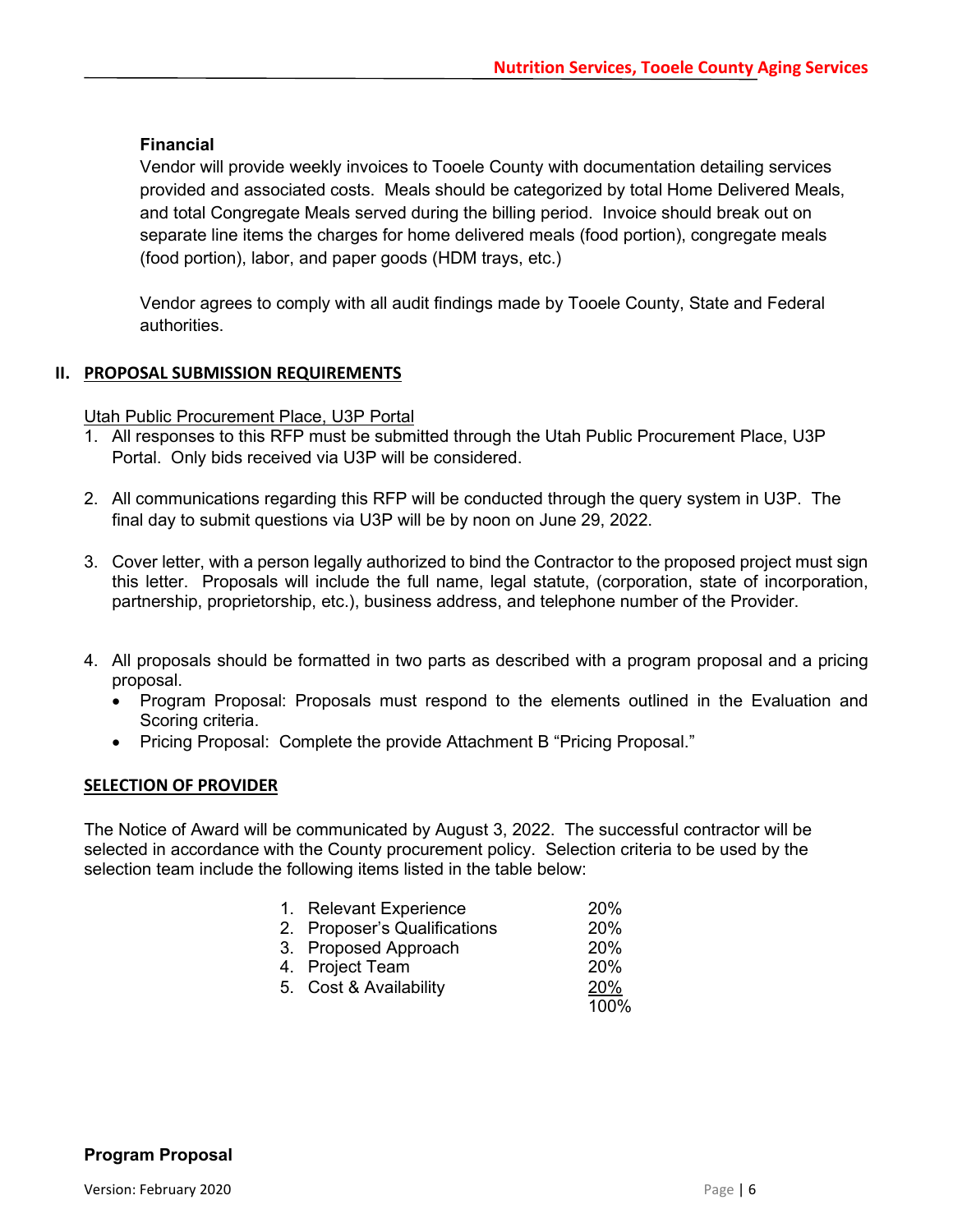**Financial**

Vendor will provide weekly invoices to Tooele County with documentation detailing services provided and associated costs. Meals should be categorized by total Home Delivered Meals, and total Congregate Meals served during the billing period. Invoice should break out on separate line items the charges for home delivered meals (food portion), congregate meals (food portion), labor, and paper goods (HDM trays, etc.)

Vendor agrees to comply with all audit findings made by Tooele County, State and Federal authorities.

## II. PROPOSAL SUBMISSION REQUIREMENTS

Utah Public Procurement Place, U3P Portal

1. All responses to this RFP must be submitted through the Utah Public Procurement Place, U3P Portal. Only bids received via U3P will be considered.

2. All communications regarding this RFP will be conducted through the query system in U3P. The final day to submit questions via U3P will be by noon on June 29, 2022.

3. Cover letter, with a person legally authorized to bind the Contractor to the proposed project must sign this letter. Proposals will include the full name, legal statute, (corporation, state of incorporation, partnership, proprietorship, etc.), business address, and telephone number of the Provider.

4. All proposals should be formatted in two parts as described with a program proposal and a pricing proposal.
   - Program Proposal: Proposals must respond to the elements outlined in the Evaluation and Scoring criteria.
   - Pricing Proposal: Complete the provide Attachment B "Pricing Proposal."

### SELECTION OF PROVIDER

The Notice of Award will be communicated by August 3, 2022. The successful contractor will be selected in accordance with the County procurement policy. Selection criteria to be used by the selection team include the following items listed in the table below:

| | |
|---|---|
| 1. Relevant Experience | 20% |
| 2. Proposer's Qualifications | 20% |
| 3. Proposed Approach | 20% |
| 4. Project Team | 20% |
| 5. Cost & Availability | 20% |
| | 100% |

**Program Proposal**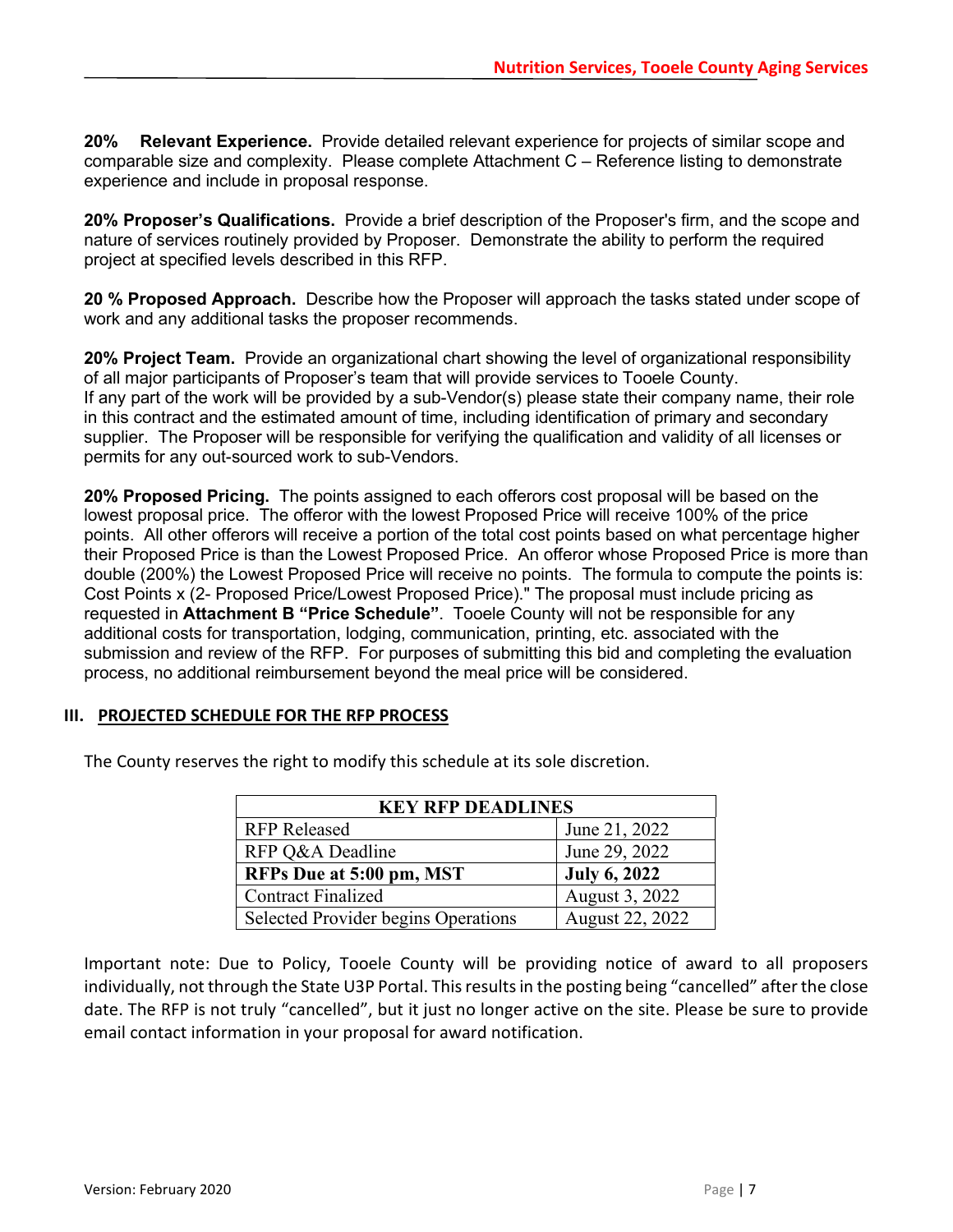**20% Relevant Experience.** Provide detailed relevant experience for projects of similar scope and comparable size and complexity. Please complete Attachment C – Reference listing to demonstrate experience and include in proposal response.

**20% Proposer's Qualifications.** Provide a brief description of the Proposer's firm, and the scope and nature of services routinely provided by Proposer. Demonstrate the ability to perform the required project at specified levels described in this RFP.

**20 % Proposed Approach.** Describe how the Proposer will approach the tasks stated under scope of work and any additional tasks the proposer recommends.

**20% Project Team.** Provide an organizational chart showing the level of organizational responsibility of all major participants of Proposer's team that will provide services to Tooele County.
If any part of the work will be provided by a sub-Vendor(s) please state their company name, their role in this contract and the estimated amount of time, including identification of primary and secondary supplier. The Proposer will be responsible for verifying the qualification and validity of all licenses or permits for any out-sourced work to sub-Vendors.

**20% Proposed Pricing.** The points assigned to each offerors cost proposal will be based on the lowest proposal price. The offeror with the lowest Proposed Price will receive 100% of the price points. All other offerors will receive a portion of the total cost points based on what percentage higher their Proposed Price is than the Lowest Proposed Price. An offeror whose Proposed Price is more than double (200%) the Lowest Proposed Price will receive no points. The formula to compute the points is: Cost Points x (2- Proposed Price/Lowest Proposed Price)." The proposal must include pricing as requested in **Attachment B "Price Schedule"**. Tooele County will not be responsible for any additional costs for transportation, lodging, communication, printing, etc. associated with the submission and review of the RFP. For purposes of submitting this bid and completing the evaluation process, no additional reimbursement beyond the meal price will be considered.

## III. PROJECTED SCHEDULE FOR THE RFP PROCESS

The County reserves the right to modify this schedule at its sole discretion.

| KEY RFP DEADLINES | |
|---|---|
| RFP Released | June 21, 2022 |
| RFP Q&A Deadline | June 29, 2022 |
| **RFPs Due at 5:00 pm, MST** | **July 6, 2022** |
| Contract Finalized | August 3, 2022 |
| Selected Provider begins Operations | August 22, 2022 |

Important note: Due to Policy, Tooele County will be providing notice of award to all proposers individually, not through the State U3P Portal. This results in the posting being "cancelled" after the close date. The RFP is not truly "cancelled", but it just no longer active on the site. Please be sure to provide email contact information in your proposal for award notification.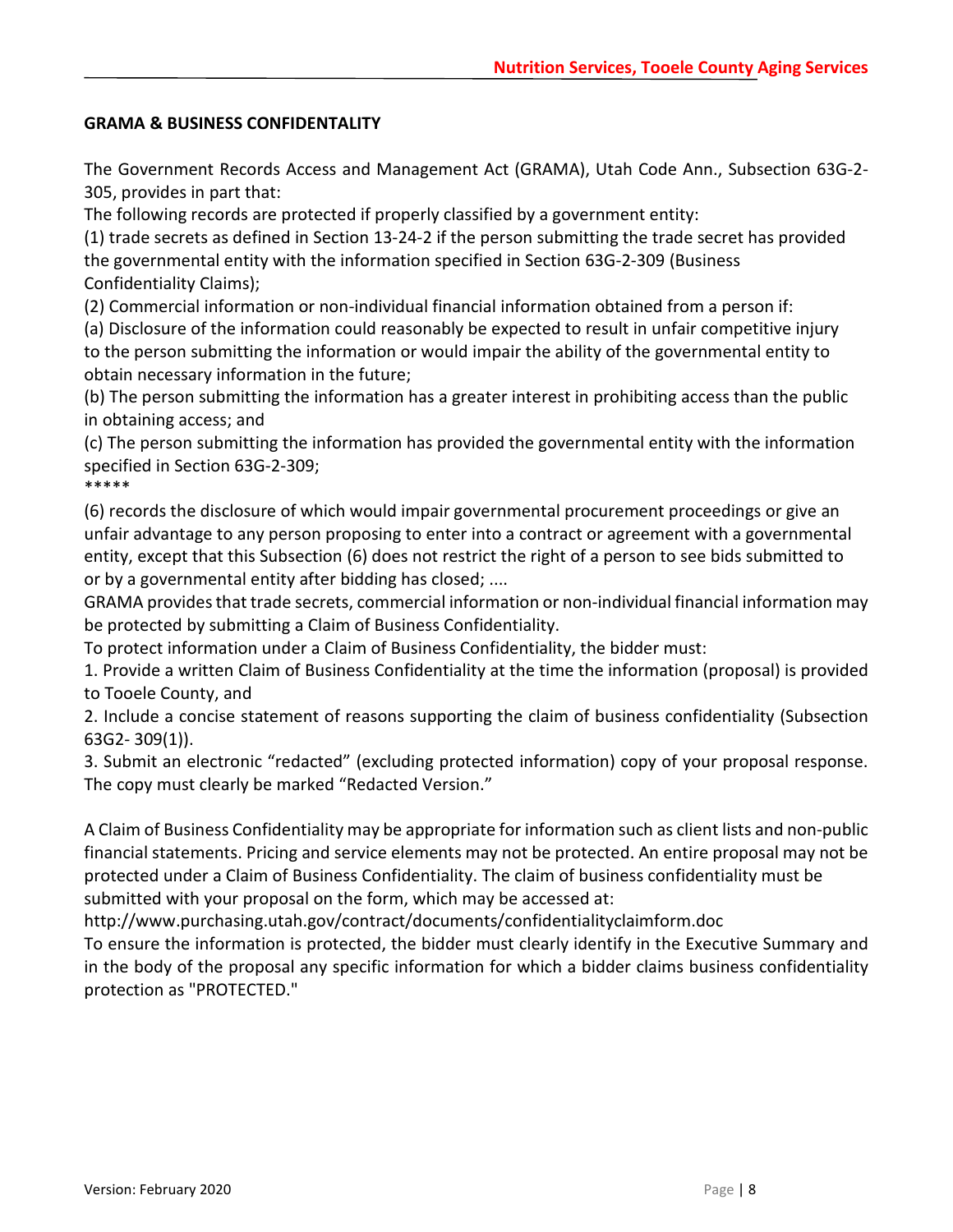## GRAMA & BUSINESS CONFIDENTALITY

The Government Records Access and Management Act (GRAMA), Utah Code Ann., Subsection 63G-2-305, provides in part that:

The following records are protected if properly classified by a government entity:

(1) trade secrets as defined in Section 13-24-2 if the person submitting the trade secret has provided the governmental entity with the information specified in Section 63G-2-309 (Business Confidentiality Claims);

(2) Commercial information or non-individual financial information obtained from a person if:

(a) Disclosure of the information could reasonably be expected to result in unfair competitive injury to the person submitting the information or would impair the ability of the governmental entity to obtain necessary information in the future;

(b) The person submitting the information has a greater interest in prohibiting access than the public in obtaining access; and

(c) The person submitting the information has provided the governmental entity with the information specified in Section 63G-2-309;

*****

(6) records the disclosure of which would impair governmental procurement proceedings or give an unfair advantage to any person proposing to enter into a contract or agreement with a governmental entity, except that this Subsection (6) does not restrict the right of a person to see bids submitted to or by a governmental entity after bidding has closed; ....

GRAMA provides that trade secrets, commercial information or non-individual financial information may be protected by submitting a Claim of Business Confidentiality.

To protect information under a Claim of Business Confidentiality, the bidder must:

1. Provide a written Claim of Business Confidentiality at the time the information (proposal) is provided to Tooele County, and
2. Include a concise statement of reasons supporting the claim of business confidentiality (Subsection 63G2- 309(1)).
3. Submit an electronic "redacted" (excluding protected information) copy of your proposal response. The copy must clearly be marked "Redacted Version."

A Claim of Business Confidentiality may be appropriate for information such as client lists and non-public financial statements. Pricing and service elements may not be protected. An entire proposal may not be protected under a Claim of Business Confidentiality. The claim of business confidentiality must be submitted with your proposal on the form, which may be accessed at:

http://www.purchasing.utah.gov/contract/documents/confidentialityclaimform.doc

To ensure the information is protected, the bidder must clearly identify in the Executive Summary and in the body of the proposal any specific information for which a bidder claims business confidentiality protection as "PROTECTED."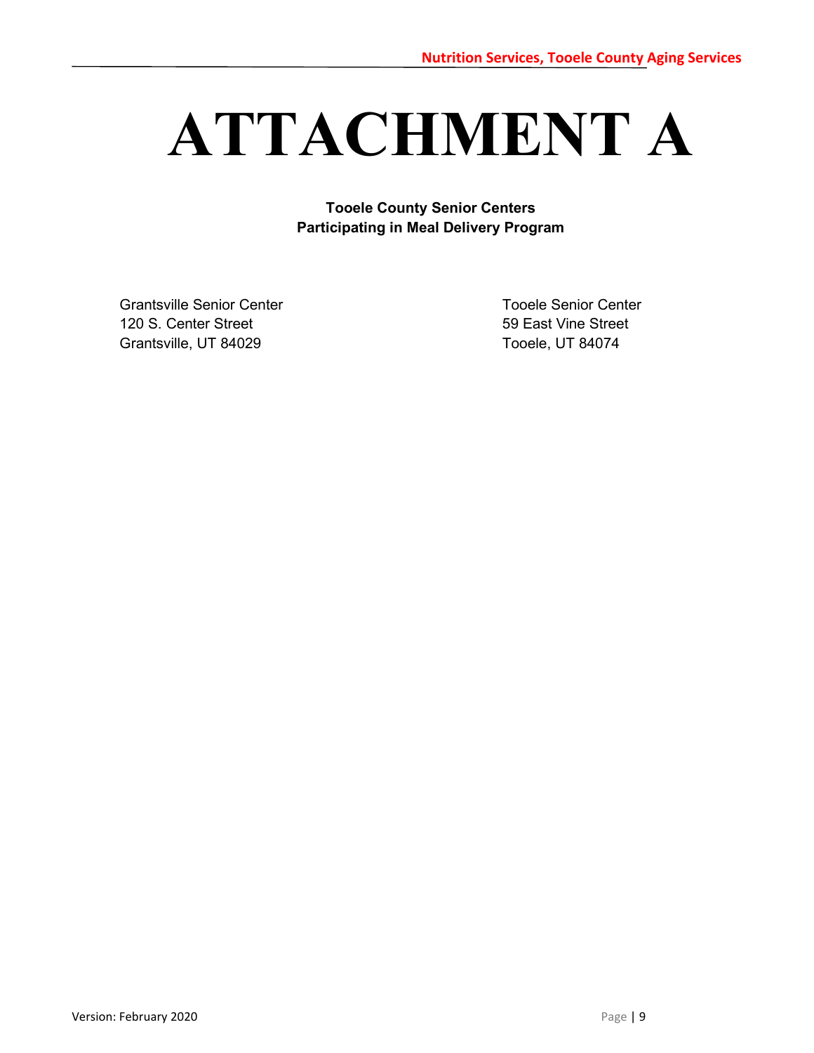# ATTACHMENT A

**Tooele County Senior Centers**
**Participating in Meal Delivery Program**

Grantsville Senior Center
120 S. Center Street
Grantsville, UT 84029

Tooele Senior Center
59 East Vine Street
Tooele, UT 84074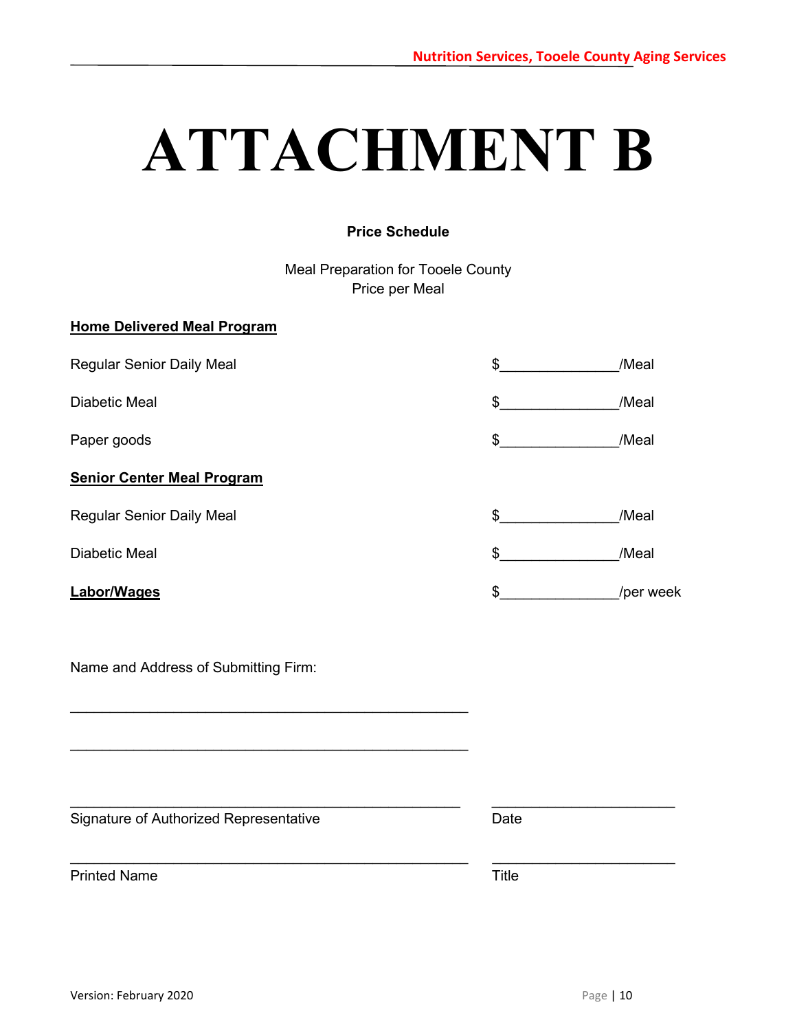# ATTACHMENT B

**Price Schedule**

Meal Preparation for Tooele County
Price per Meal

**Home Delivered Meal Program**

Regular Senior Daily Meal $______________/Meal

Diabetic Meal $______________/Meal

Paper goods $______________/Meal

**Senior Center Meal Program**

Regular Senior Daily Meal $______________/Meal

Diabetic Meal $______________/Meal

**Labor/Wages** $______________/per week

Name and Address of Submitting Firm:

_______________________________________________

_______________________________________________

_______________________________________________ _____________________

Signature of Authorized Representative Date

_______________________________________________ _____________________

Printed Name Title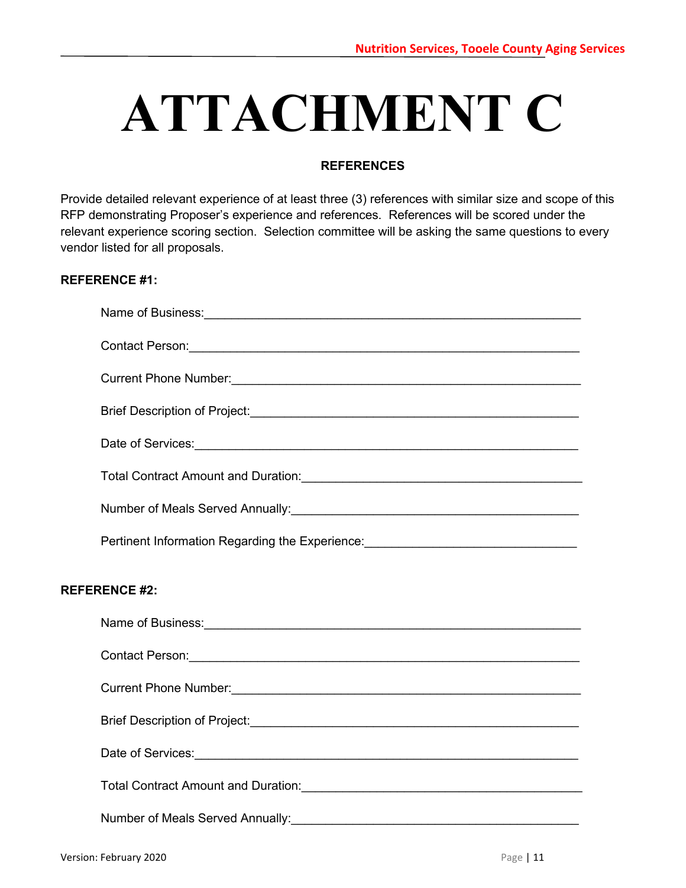# ATTACHMENT C

**REFERENCES**

Provide detailed relevant experience of at least three (3) references with similar size and scope of this RFP demonstrating Proposer's experience and references. References will be scored under the relevant experience scoring section. Selection committee will be asking the same questions to every vendor listed for all proposals.

**REFERENCE #1:**

Name of Business:_______________________________________________________

Contact Person:_________________________________________________________

Current Phone Number:___________________________________________________

Brief Description of Project:______________________________________________

Date of Services:________________________________________________________

Total Contract Amount and Duration:_______________________________________

Number of Meals Served Annually:_________________________________________

Pertinent Information Regarding the Experience:______________________________

**REFERENCE #2:**

Name of Business:_______________________________________________________

Contact Person:_________________________________________________________

Current Phone Number:___________________________________________________

Brief Description of Project:______________________________________________

Date of Services:________________________________________________________

Total Contract Amount and Duration:_______________________________________

Number of Meals Served Annually:_________________________________________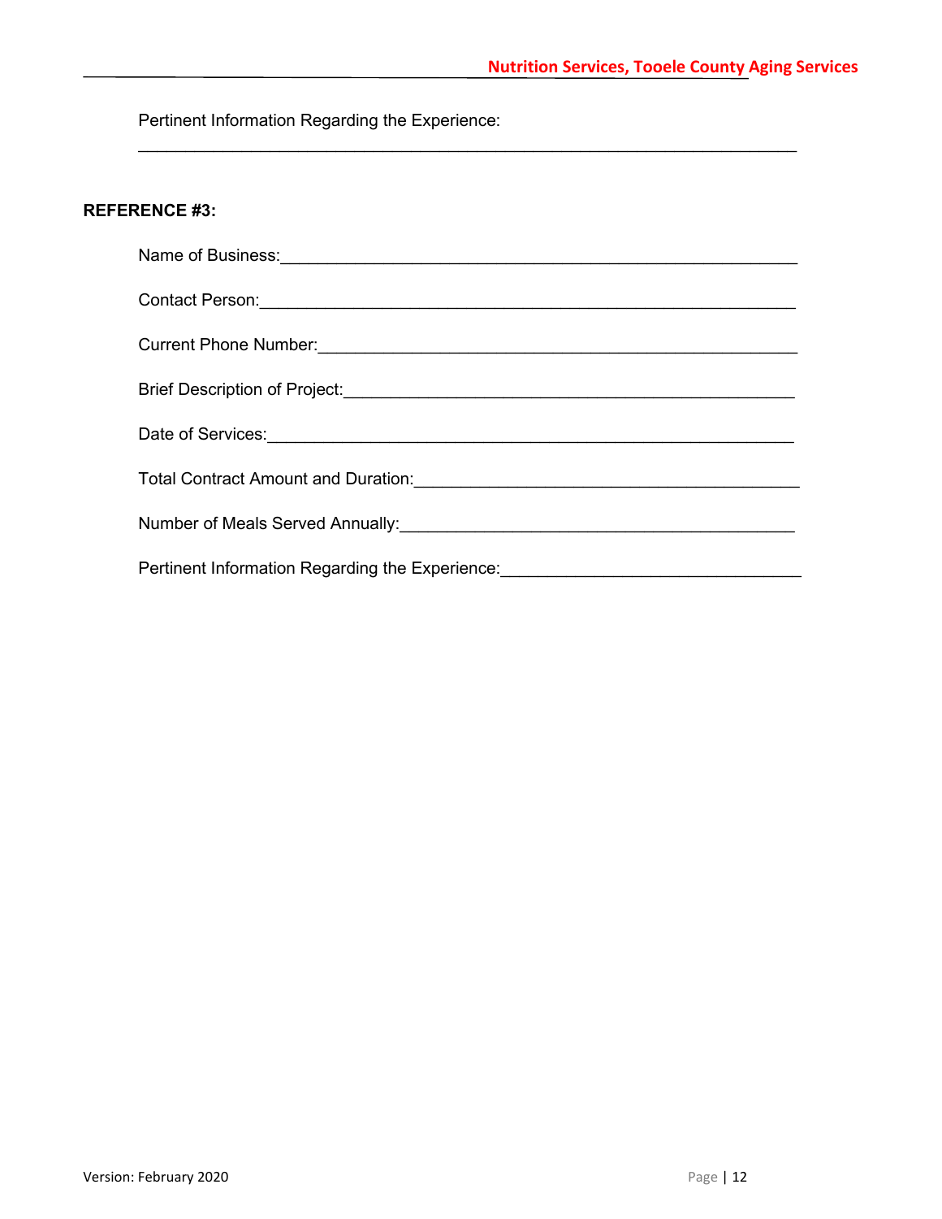Pertinent Information Regarding the Experience:
________________________________________________________________________

**REFERENCE #3:**

Name of Business:________________________________________________________

Contact Person:__________________________________________________________

Current Phone Number:____________________________________________________

Brief Description of Project:_____________________________________________

Date of Services:_________________________________________________________

Total Contract Amount and Duration:______________________________________

Number of Meals Served Annually:________________________________________

Pertinent Information Regarding the Experience:_______________________________

Version: February 2020